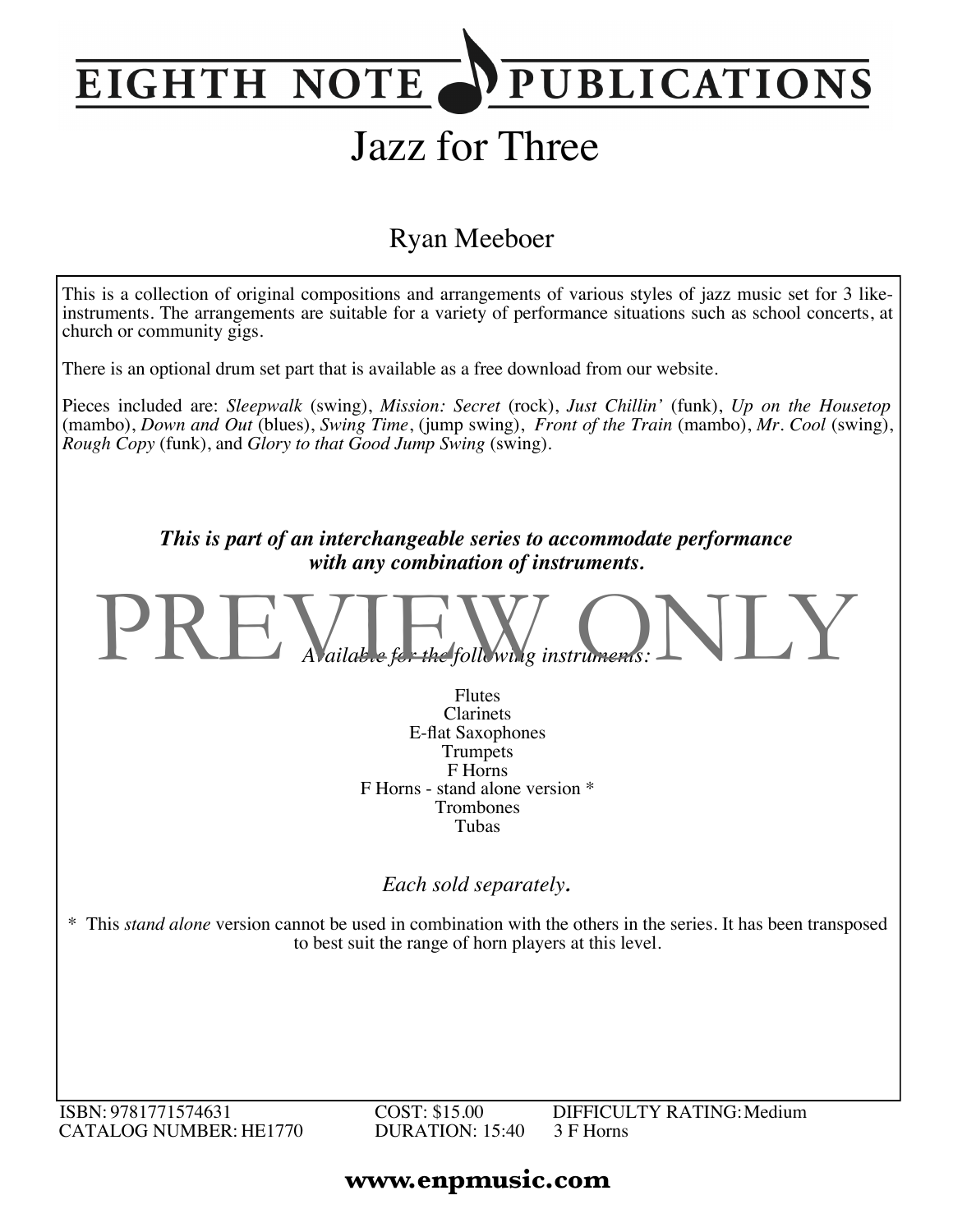# EIGHTH NOTE PUBLICATIONS

# Jazz for Three

## Ryan Meeboer

This is a collection of original compositions and arrangements of various styles of jazz music set for 3 like-instruments. The arrangements are suitable for a variety of performance situations such as school concerts, at church or community gigs.

There is an optional drum set part that is available as a free download from our website.

Pieces included are: *Sleepwalk* (swing), *Mission: Secret* (rock), *Just Chillin'* (funk), *Up on the Housetop* (mambo), *Down and Out* (blues), *Swing Time*, (jump swing), *Front of the Train* (mambo), *Mr. Cool* (swing), *Rough Copy* (funk), and *Glory to that Good Jump Swing* (swing).

***This is part of an interchangeable series to accommodate performance with any combination of instruments.***

PREVIEW ONLY

*Available for the following instruments:*

Flutes
Clarinets
E-flat Saxophones
Trumpets
F Horns
F Horns - stand alone version *
Trombones
Tubas

*Each sold separately.*

* This *stand alone* version cannot be used in combination with the others in the series. It has been transposed to best suit the range of horn players at this level.

ISBN: 9781771574631
CATALOG NUMBER: HE1770

COST: $15.00
DURATION: 15:40

DIFFICULTY RATING: Medium
3 F Horns

**www.enpmusic.com**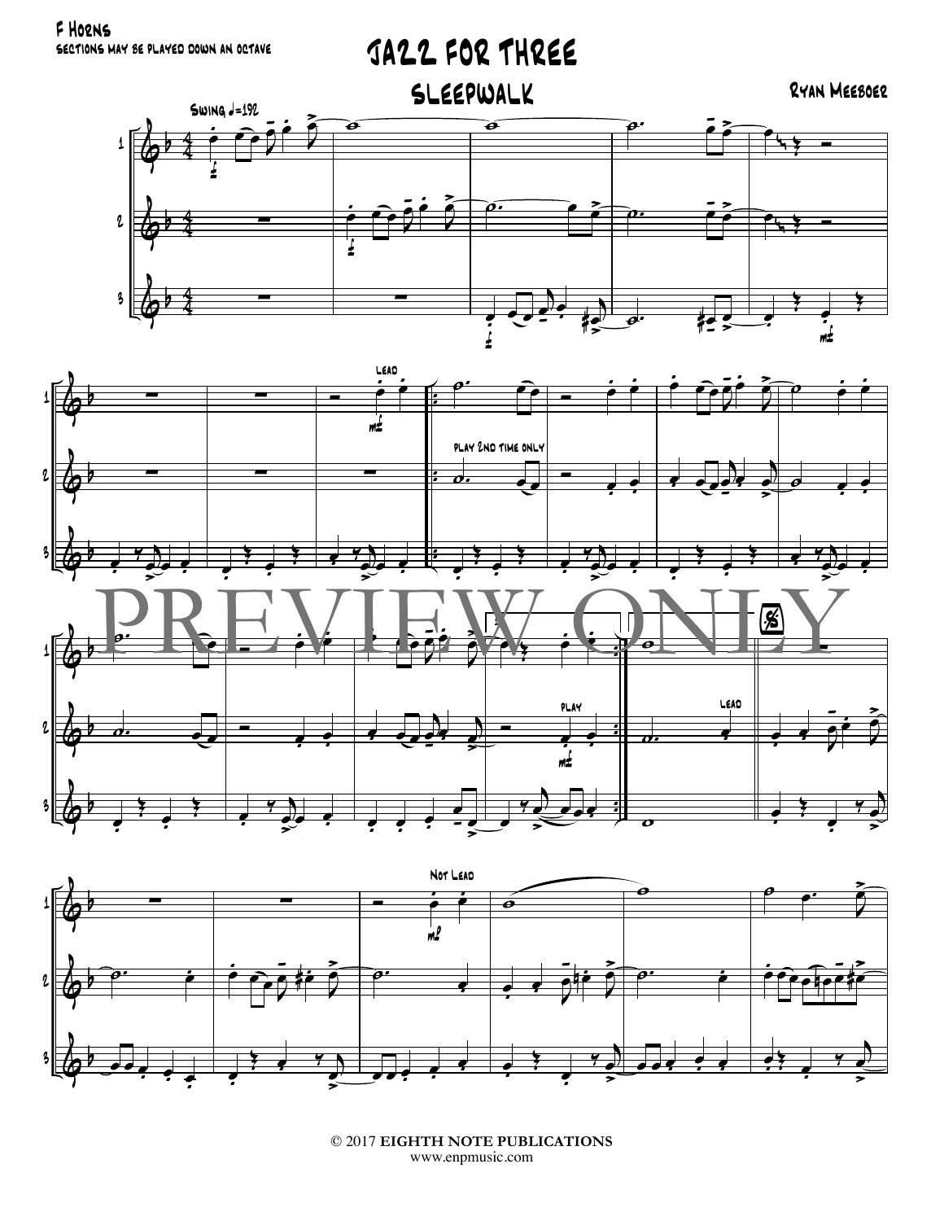F Horns

Sections may be played down an octave

# Jazz for Three

## Sleepwalk

Ryan Meeboer

Swing ♩=192

PREVIEW ONLY

© 2017 EIGHTH NOTE PUBLICATIONS
www.enpmusic.com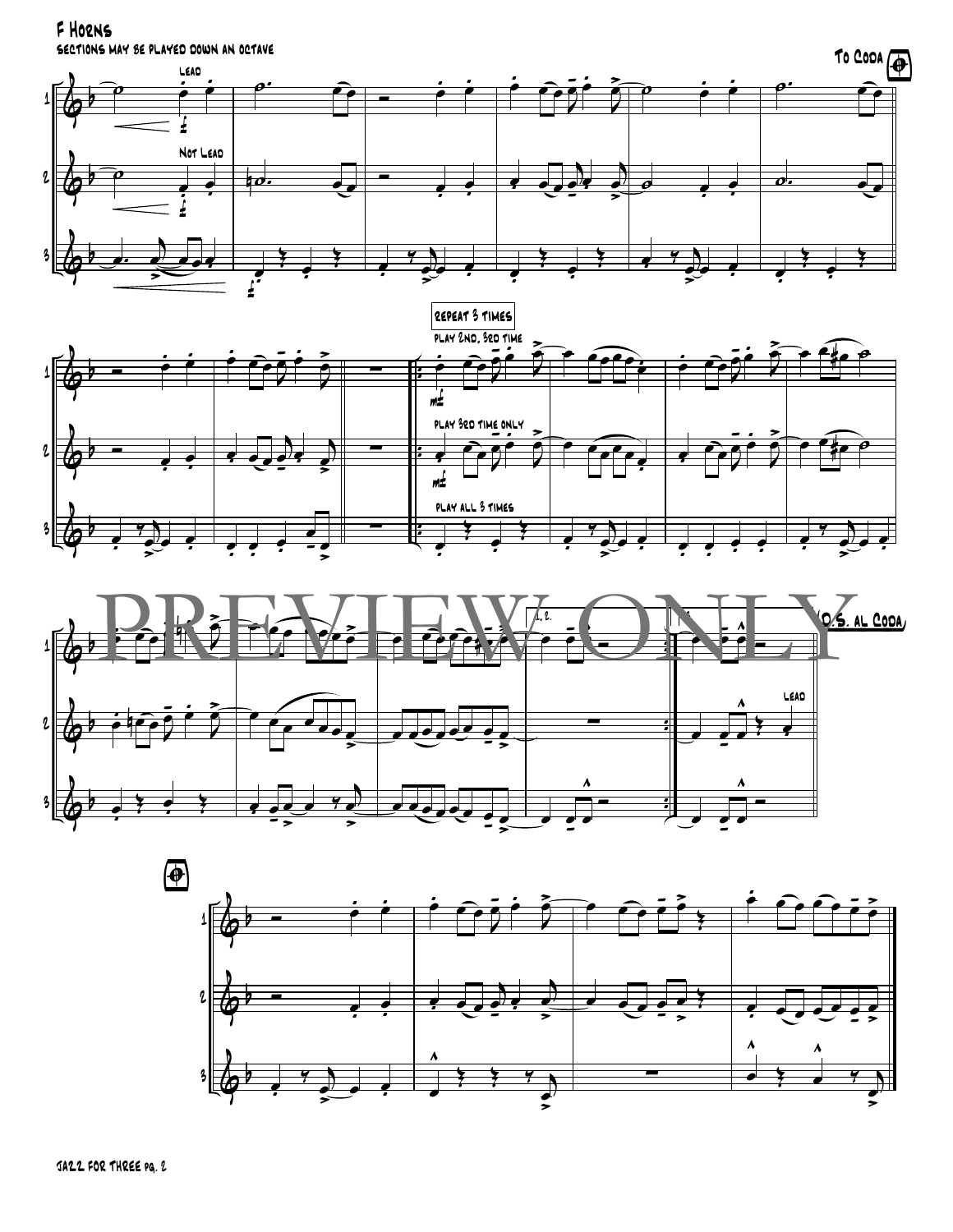F Horns

sections may be played down an octave

To Coda

Lead

Not Lead

Repeat 3 times

play 2nd, 3rd time

play 3rd time only

play all 3 times

1, 2.

D.S. al Coda

Lead

PREVIEW ONLY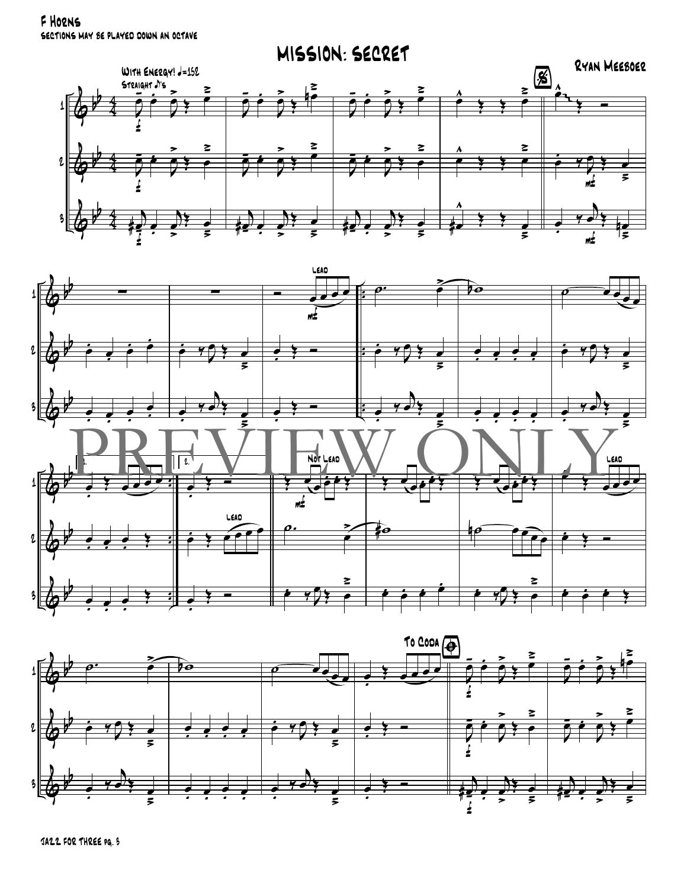F Horns

sections may be played down an octave

# MISSION: SECRET

Ryan Meeboer

With Energy! ♩=152

Straight ♪'s

Lead

Not Lead

Lead

Lead

To Coda

PREVIEW ONLY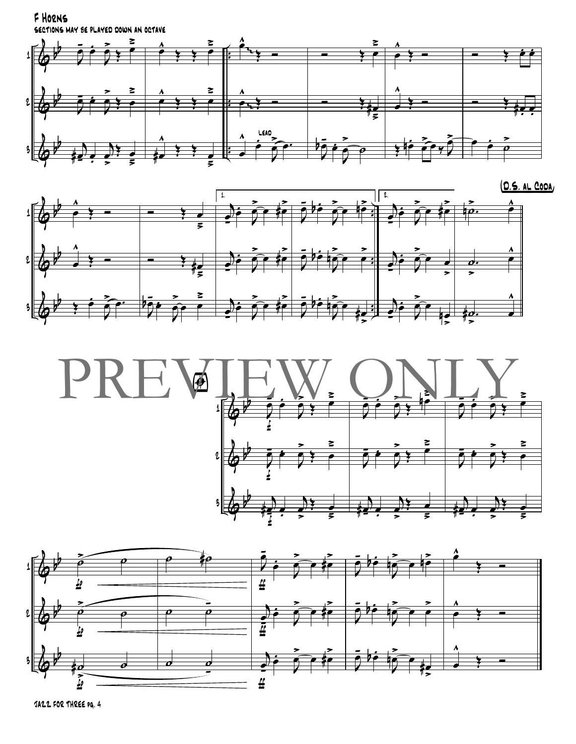F Horns

sections may be played down an octave

Lead

(D.S. al Coda)

PREVIEW ONLY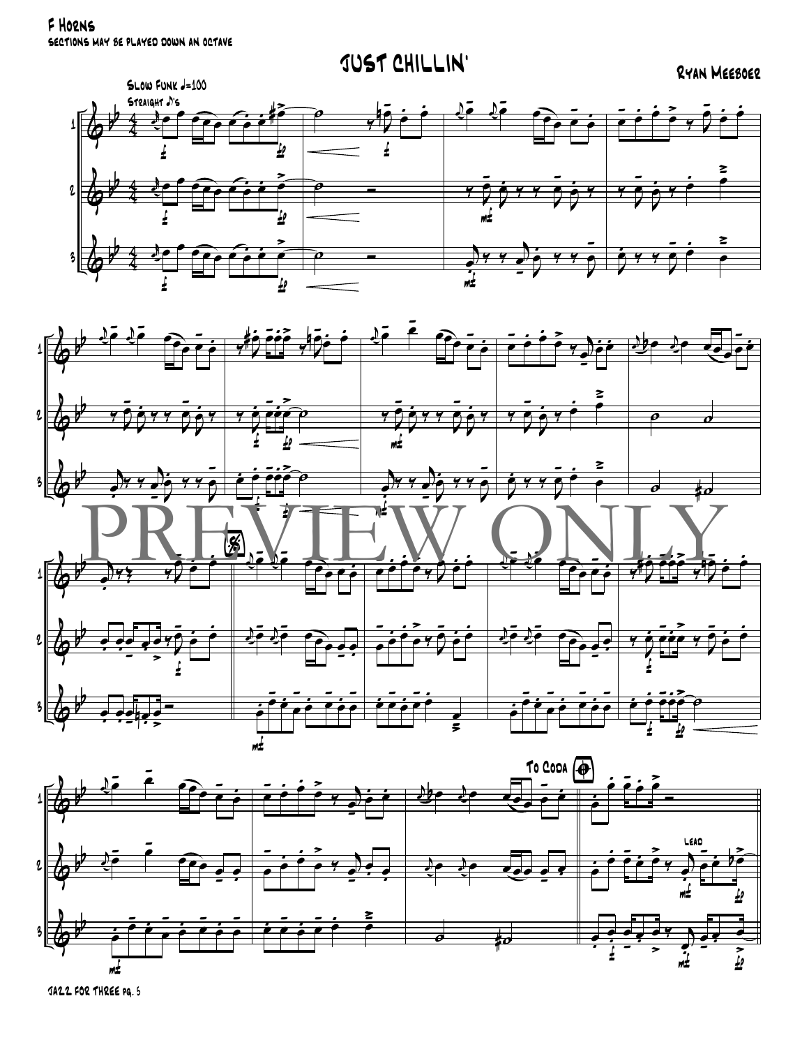F Horns

sections may be played down an octave

# Just Chillin'

Ryan Meeboer

Slow Funk ♩=100

Straight ♪'s

PREVIEW ONLY

To Coda

Lead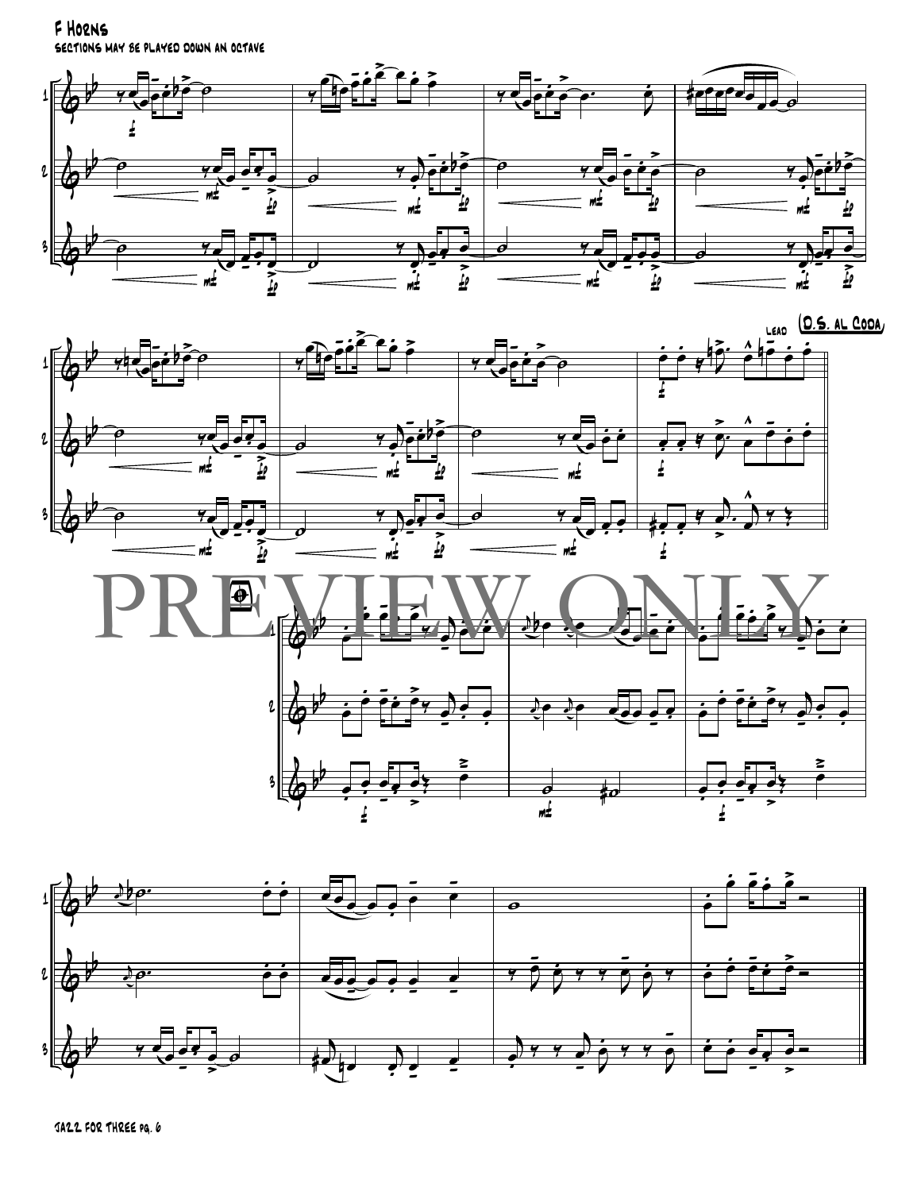F Horns

sections may be played down an octave

Lead

(D.S. al Coda)

PREVIEW ONLY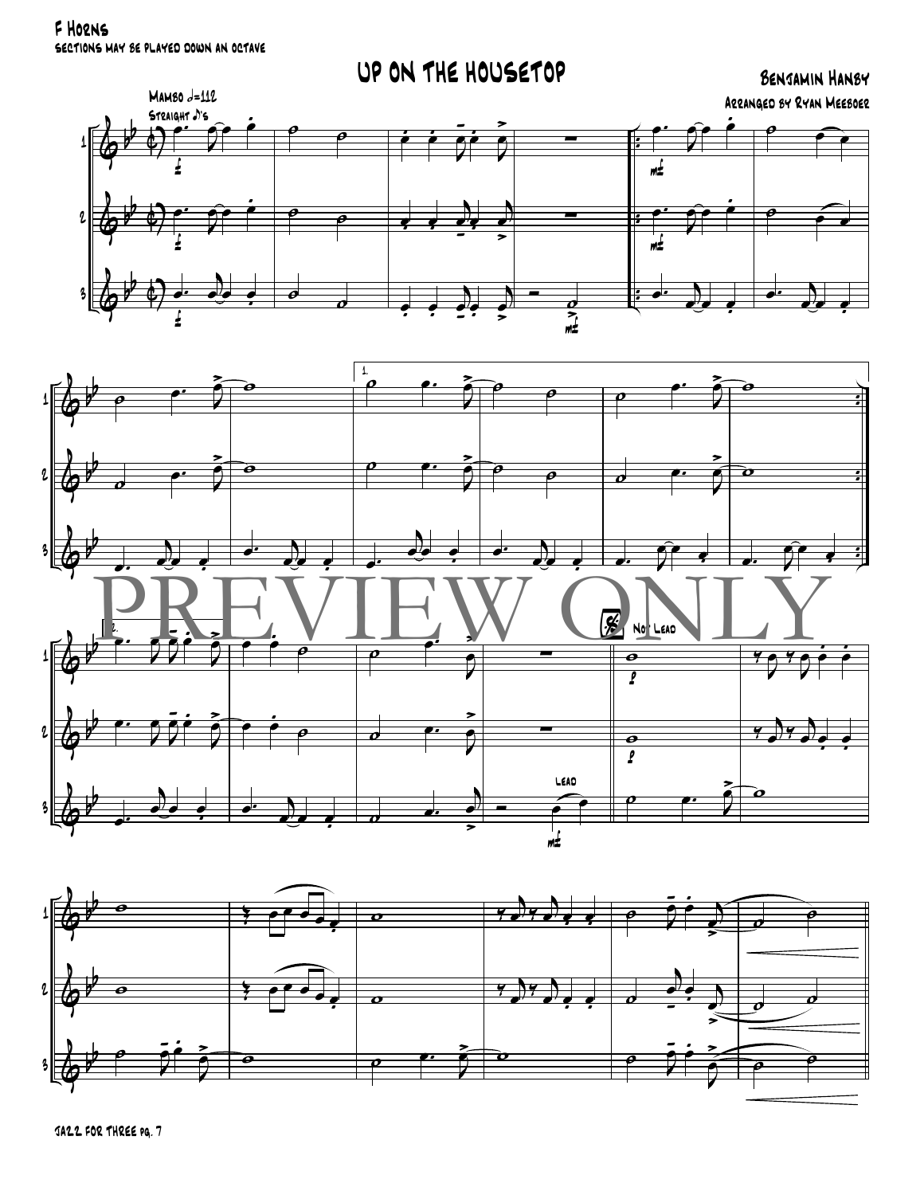F Horns

sections may be played down an octave

# Up on the Housetop

Benjamin Hanby

Arranged by Ryan Meeboer

Mambo ♩=112

Straight ♪'s

PREVIEW ONLY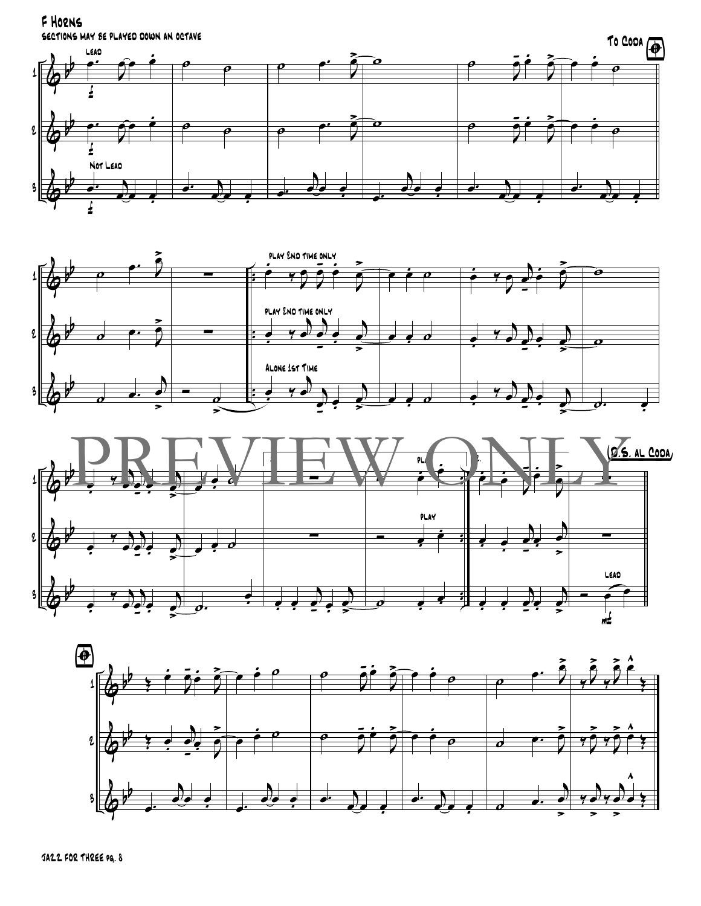# F Horns

Sections may be played down an octave

To Coda

Lead

Not Lead

play 2nd time only

play 2nd time only

Alone 1st Time

play

play

(D.S. al Coda)

Lead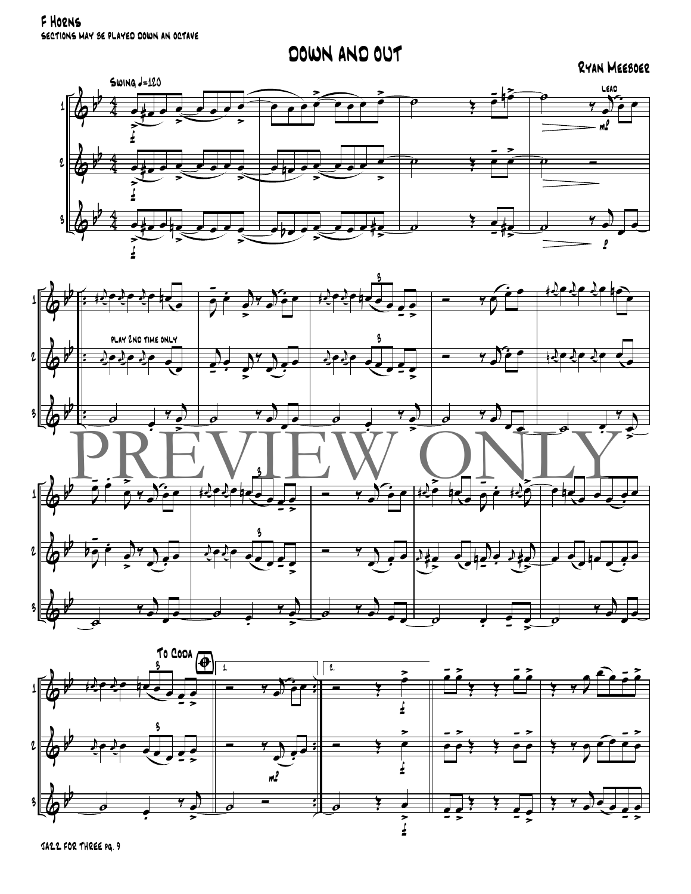F Horns

sections may be played down an octave

# Down and Out

Ryan Meeboer

Swing ♩=120

Lead

play 2nd time only

To Coda

1.

2.

PREVIEW ONLY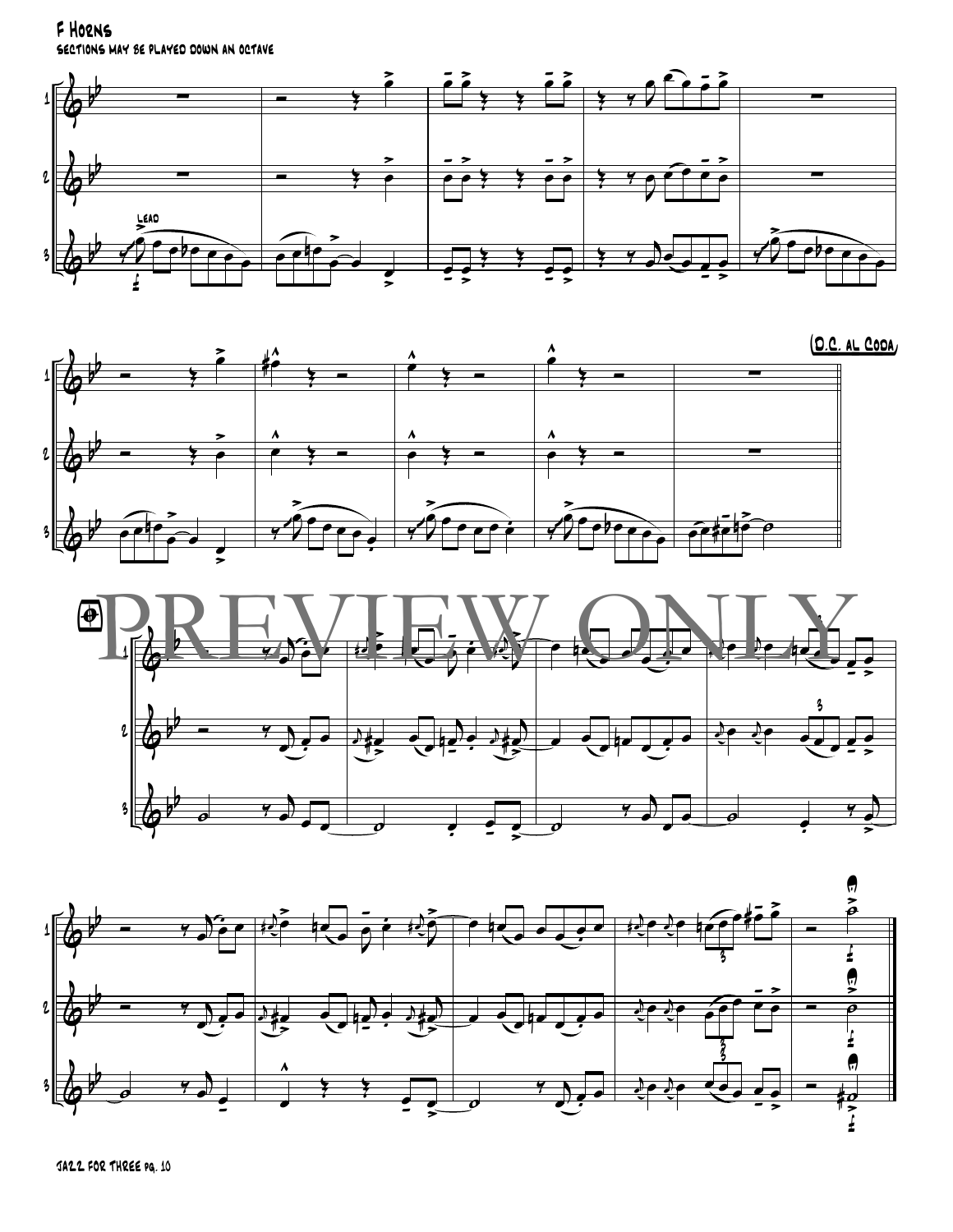F Horns

Sections may be played down an octave

Lead

(D.C. al Coda)

PREVIEW ONLY

Jazz for Three pg. 10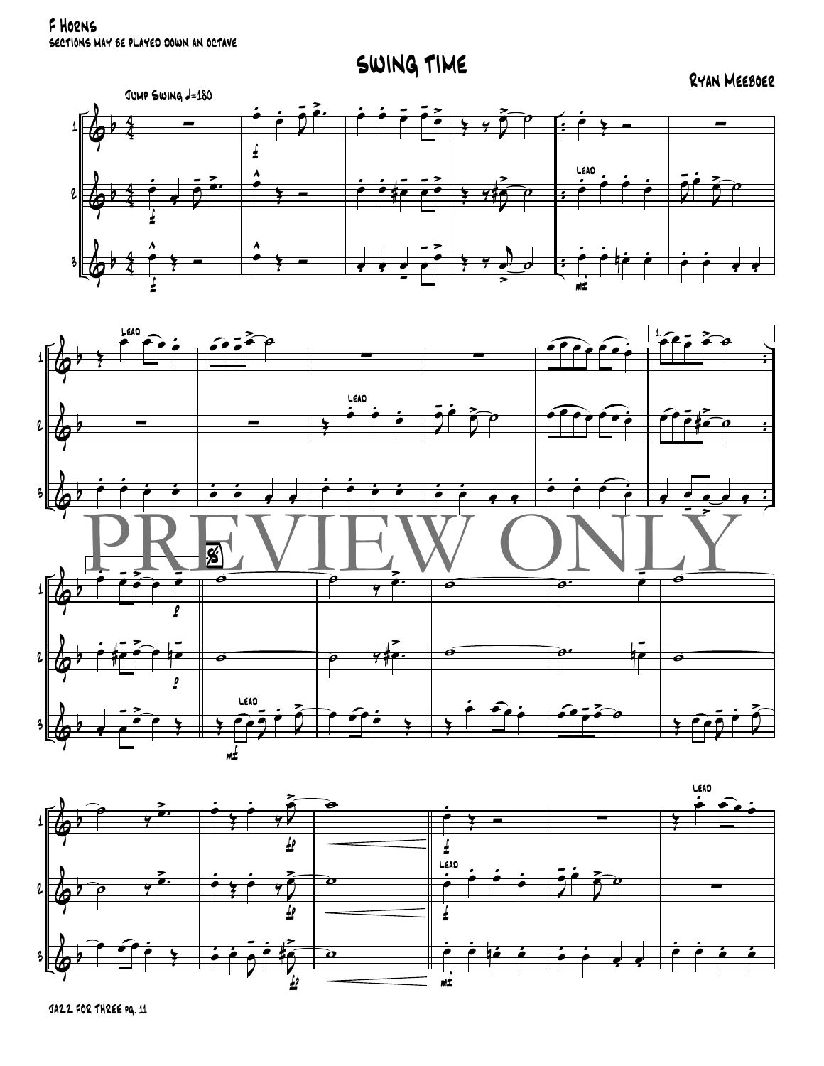F Horns

sections may be played down an octave

# Swing Time

Ryan Meeboer

Jump Swing ♩=180

PREVIEW ONLY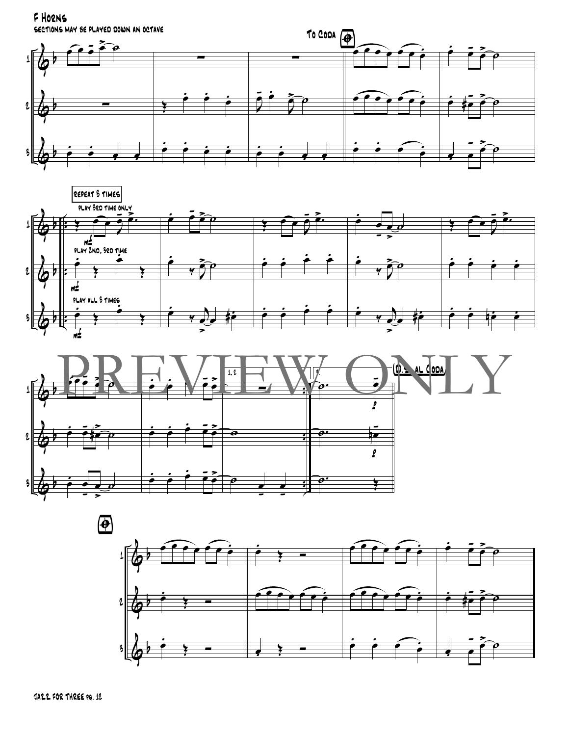F Horns

Sections may be played down an octave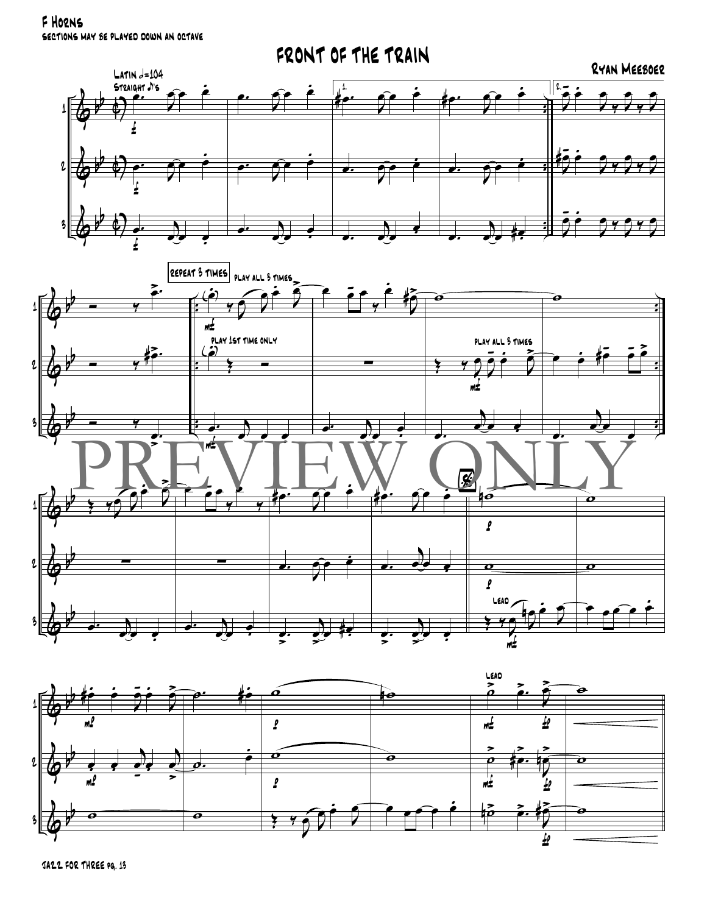F Horns

sections may be played down an octave

# Front of the Train

Ryan Meeboer

Latin ♩=104
Straight ♪'s

repeat 3 times

play all 3 times

play 1st time only

play all 3 times

lead

lead

PREVIEW ONLY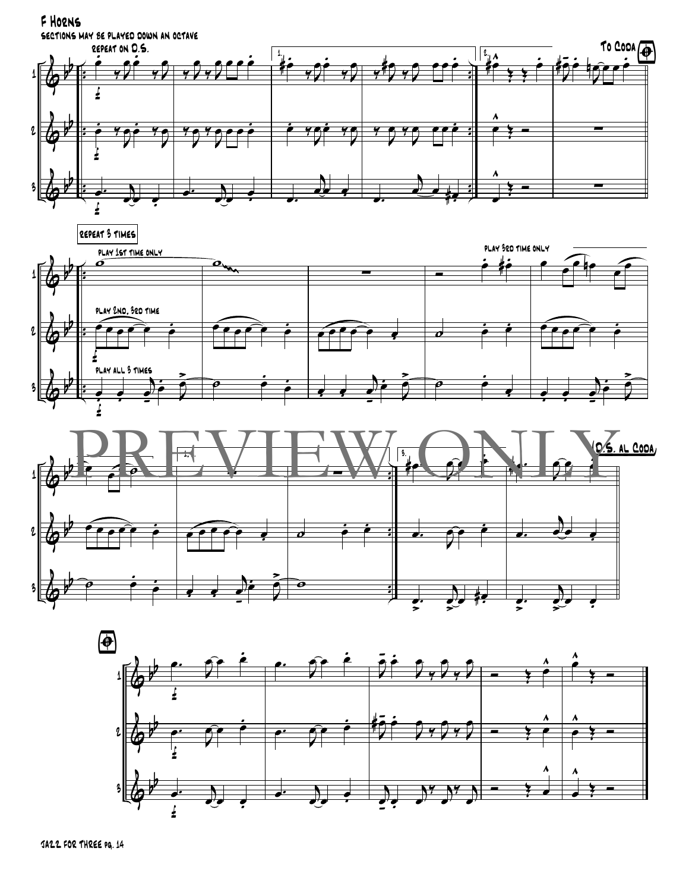# F Horns

Sections may be played down an octave

repeat on D.S.

To Coda

repeat 3 times

play 1st time only

play 2nd, 3rd time

play all 3 times

play 3rd time only

PREVIEW ONLY

D.S. al Coda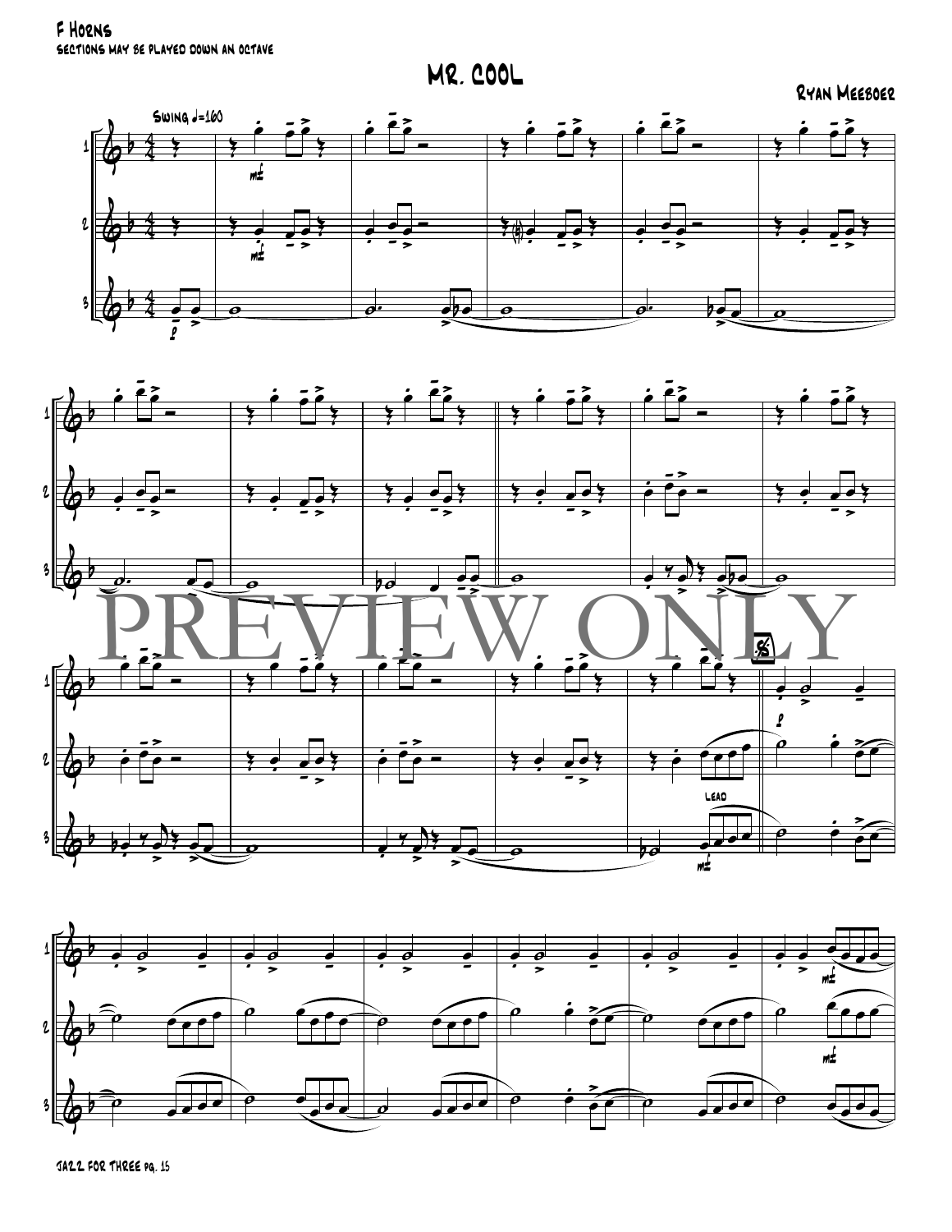F Horns

sections may be played down an octave

# Mr. Cool

Ryan Meeboer

Swing ♩=160

PREVIEW ONLY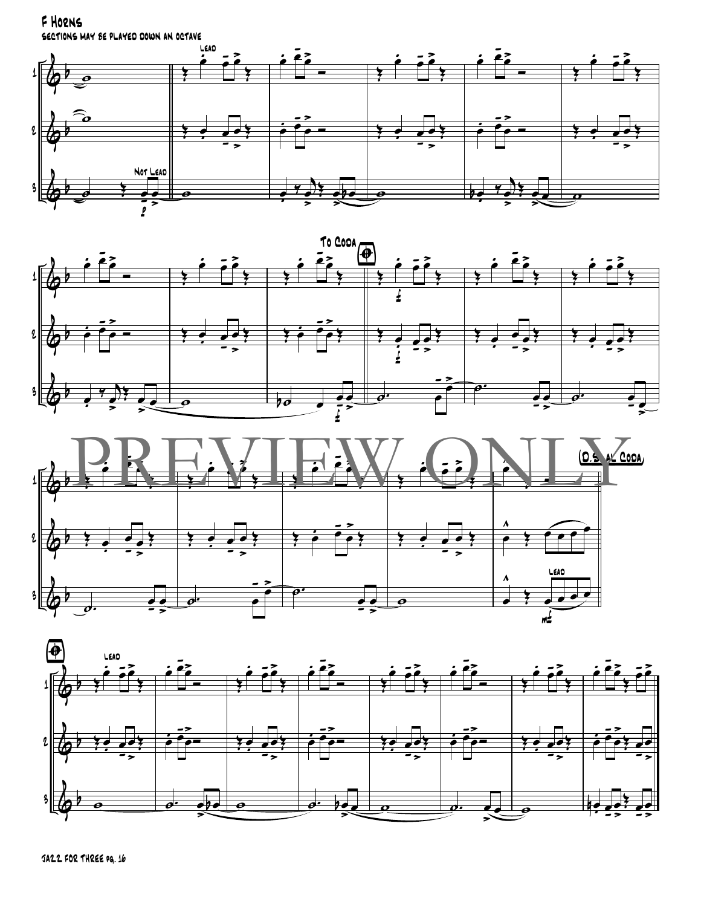F Horns

sections may be played down an octave

Lead

Not Lead

To Coda

PREVIEW ONLY

(D.S. al Coda)

Lead

Lead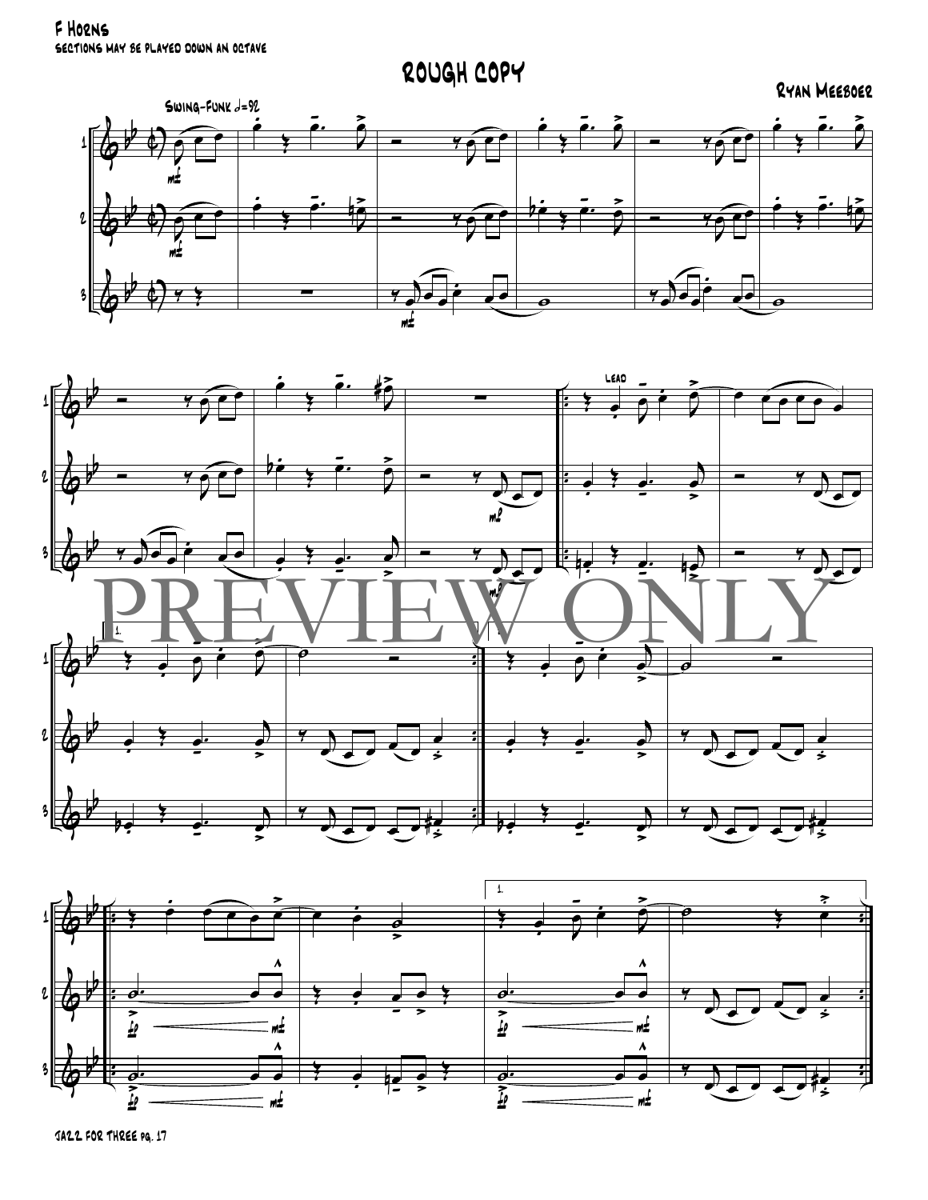F Horns
sections may be played down an octave

# ROUGH COPY

Ryan Meeboer

Swing-Funk ♩=92

Lead

PREVIEW ONLY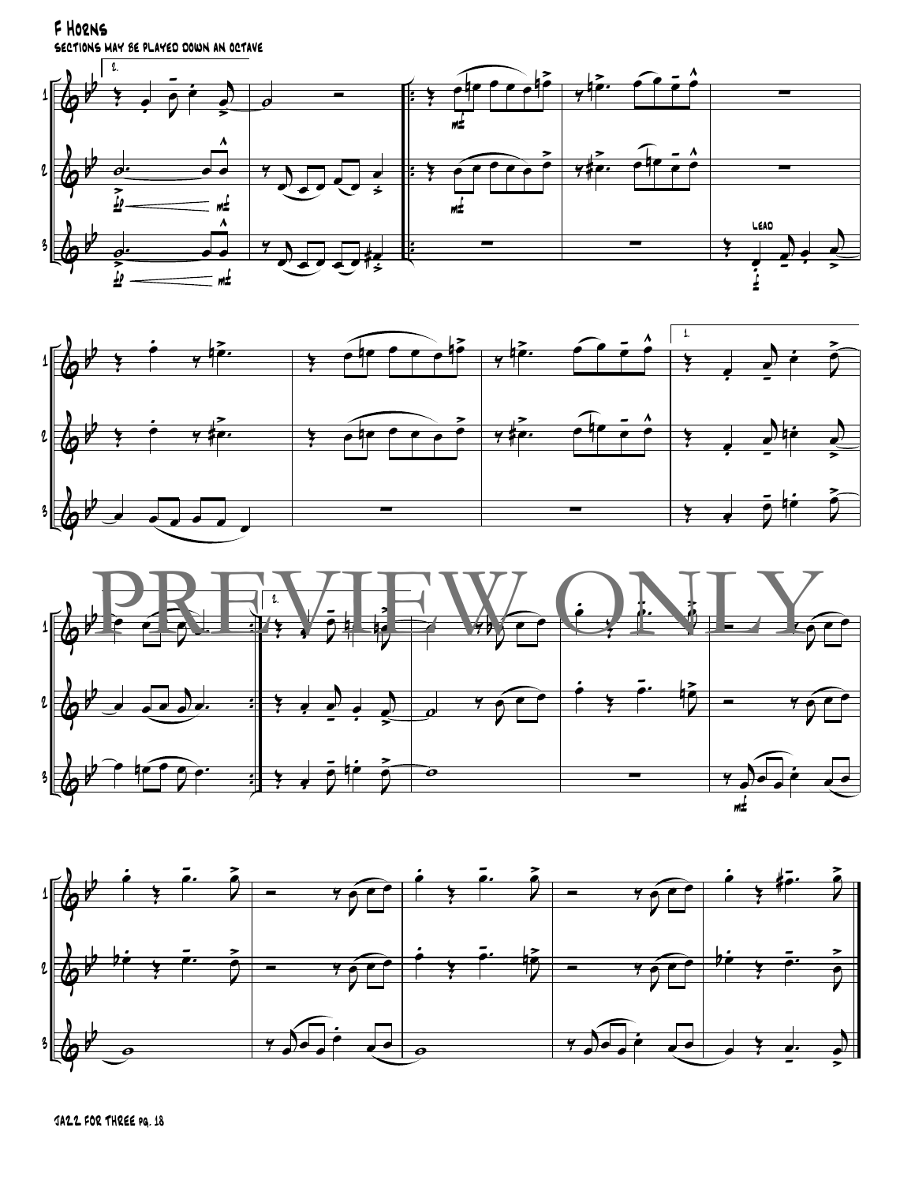F Horns

sections may be played down an octave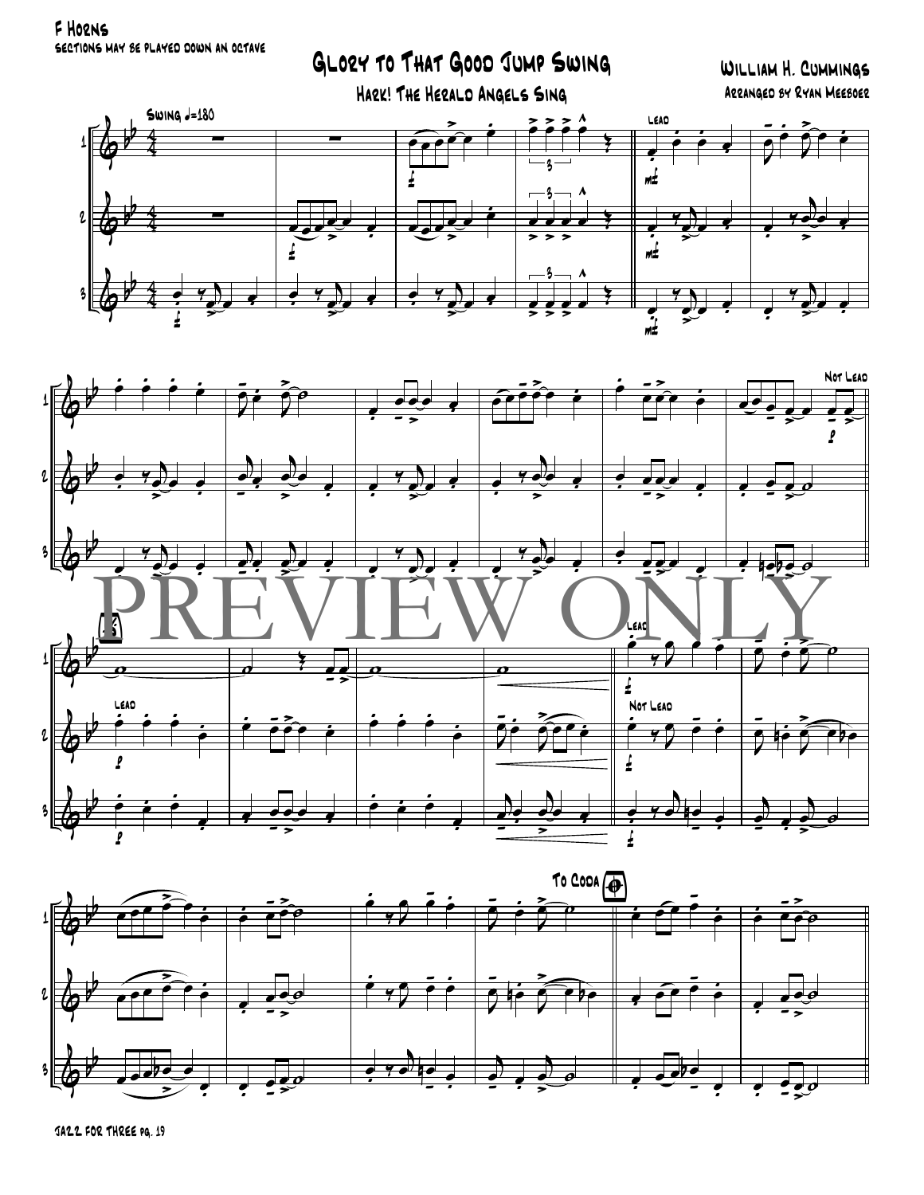F Horns
sections may be played down an octave

# Glory to That Good Jump Swing

## Hark! The Herald Angels Sing

William H. Cummings
Arranged by Ryan Meeboer

Swing ♩=180

Lead

Not Lead

Lead

Lead

Not Lead

To Coda

PREVIEW ONLY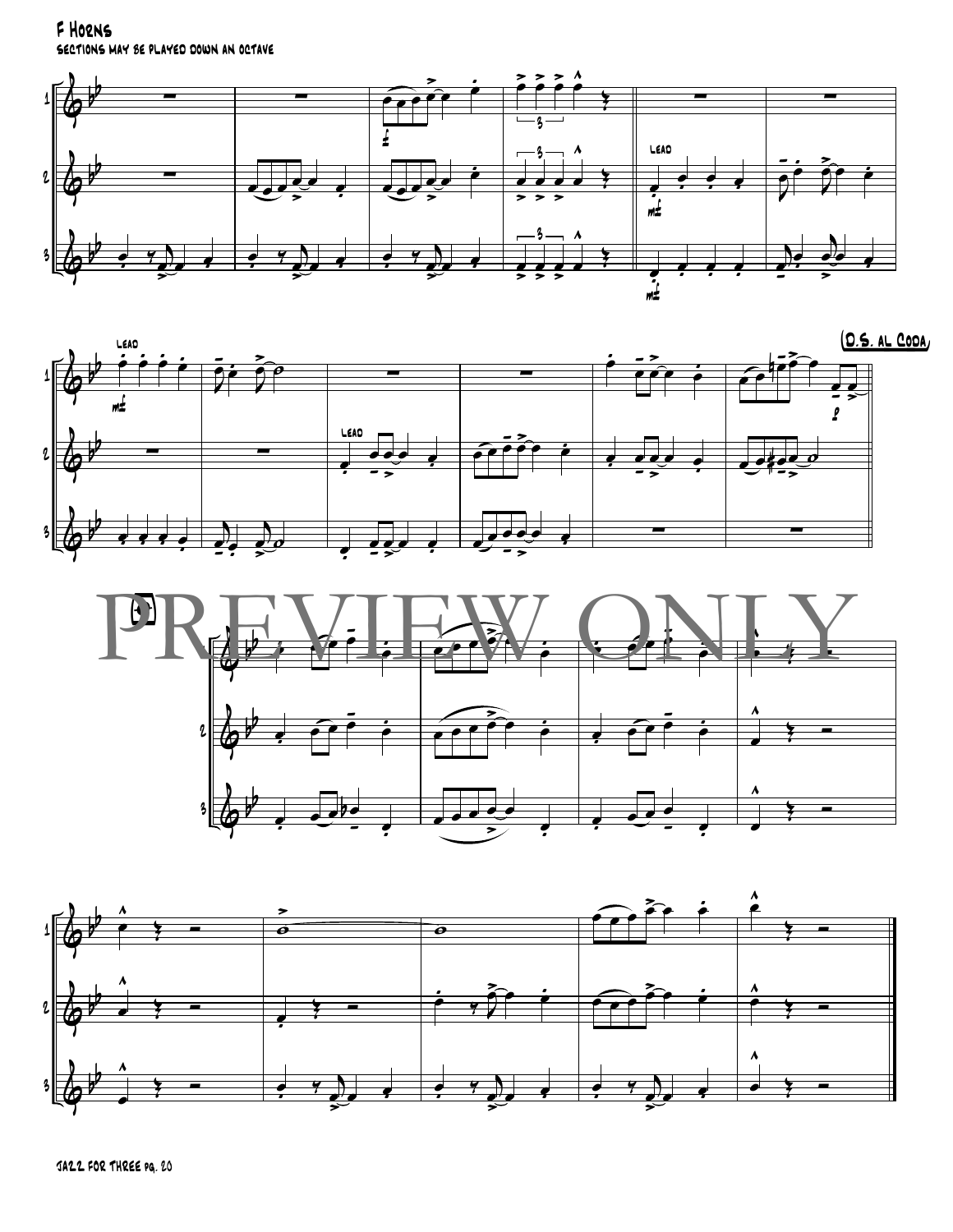F Horns

sections may be played down an octave

(D.S. al Coda)

PREVIEW ONLY